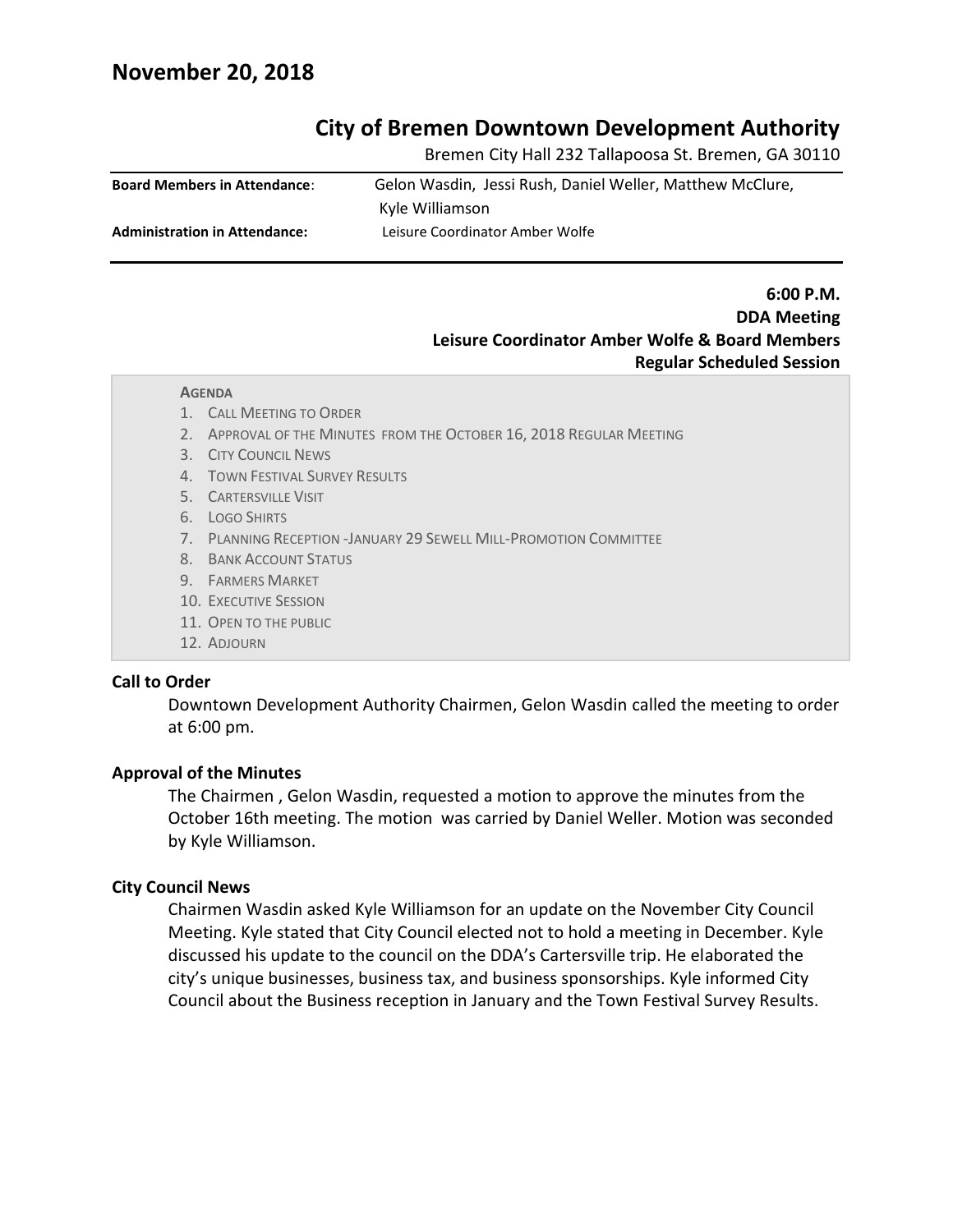## November 20, 2018

# City of Bremen Downtown Development Authority

Bremen City Hall 232 Tallapoosa St. Bremen, GA 30110

**Board Members in Attendance**: Gelon Wasdin, Jessi Rush, Daniel Weller, Matthew McClure, Kyle Williamson

**Administration in Attendance:** Leisure Coordinator Amber Wolfe

**6:00 P.M.**
**DDA Meeting**
**Leisure Coordinator Amber Wolfe & Board Members**
**Regular Scheduled Session**

**AGENDA**

1. CALL MEETING TO ORDER
2. APPROVAL OF THE MINUTES FROM THE OCTOBER 16, 2018 REGULAR MEETING
3. CITY COUNCIL NEWS
4. TOWN FESTIVAL SURVEY RESULTS
5. CARTERSVILLE VISIT
6. LOGO SHIRTS
7. PLANNING RECEPTION -JANUARY 29 SEWELL MILL-PROMOTION COMMITTEE
8. BANK ACCOUNT STATUS
9. FARMERS MARKET
10. EXECUTIVE SESSION
11. OPEN TO THE PUBLIC
12. ADJOURN

### Call to Order

Downtown Development Authority Chairmen, Gelon Wasdin called the meeting to order at 6:00 pm.

### Approval of the Minutes

The Chairmen , Gelon Wasdin, requested a motion to approve the minutes from the October 16th meeting. The motion was carried by Daniel Weller. Motion was seconded by Kyle Williamson.

### City Council News

Chairmen Wasdin asked Kyle Williamson for an update on the November City Council Meeting. Kyle stated that City Council elected not to hold a meeting in December. Kyle discussed his update to the council on the DDA's Cartersville trip. He elaborated the city's unique businesses, business tax, and business sponsorships. Kyle informed City Council about the Business reception in January and the Town Festival Survey Results.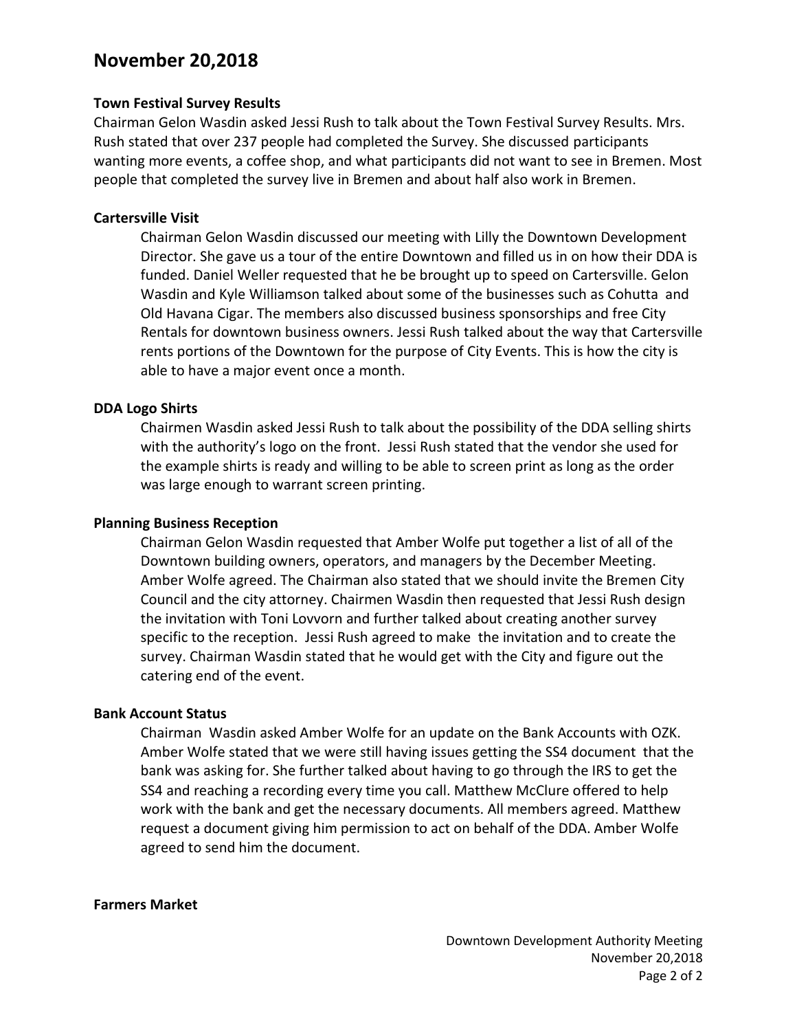# November 20,2018

**Town Festival Survey Results**

Chairman Gelon Wasdin asked Jessi Rush to talk about the Town Festival Survey Results. Mrs. Rush stated that over 237 people had completed the Survey. She discussed participants wanting more events, a coffee shop, and what participants did not want to see in Bremen. Most people that completed the survey live in Bremen and about half also work in Bremen.

**Cartersville Visit**

Chairman Gelon Wasdin discussed our meeting with Lilly the Downtown Development Director. She gave us a tour of the entire Downtown and filled us in on how their DDA is funded. Daniel Weller requested that he be brought up to speed on Cartersville. Gelon Wasdin and Kyle Williamson talked about some of the businesses such as Cohutta and Old Havana Cigar. The members also discussed business sponsorships and free City Rentals for downtown business owners. Jessi Rush talked about the way that Cartersville rents portions of the Downtown for the purpose of City Events. This is how the city is able to have a major event once a month.

**DDA Logo Shirts**

Chairmen Wasdin asked Jessi Rush to talk about the possibility of the DDA selling shirts with the authority's logo on the front. Jessi Rush stated that the vendor she used for the example shirts is ready and willing to be able to screen print as long as the order was large enough to warrant screen printing.

**Planning Business Reception**

Chairman Gelon Wasdin requested that Amber Wolfe put together a list of all of the Downtown building owners, operators, and managers by the December Meeting. Amber Wolfe agreed. The Chairman also stated that we should invite the Bremen City Council and the city attorney. Chairmen Wasdin then requested that Jessi Rush design the invitation with Toni Lovvorn and further talked about creating another survey specific to the reception. Jessi Rush agreed to make the invitation and to create the survey. Chairman Wasdin stated that he would get with the City and figure out the catering end of the event.

**Bank Account Status**

Chairman Wasdin asked Amber Wolfe for an update on the Bank Accounts with OZK. Amber Wolfe stated that we were still having issues getting the SS4 document that the bank was asking for. She further talked about having to go through the IRS to get the SS4 and reaching a recording every time you call. Matthew McClure offered to help work with the bank and get the necessary documents. All members agreed. Matthew request a document giving him permission to act on behalf of the DDA. Amber Wolfe agreed to send him the document.

**Farmers Market**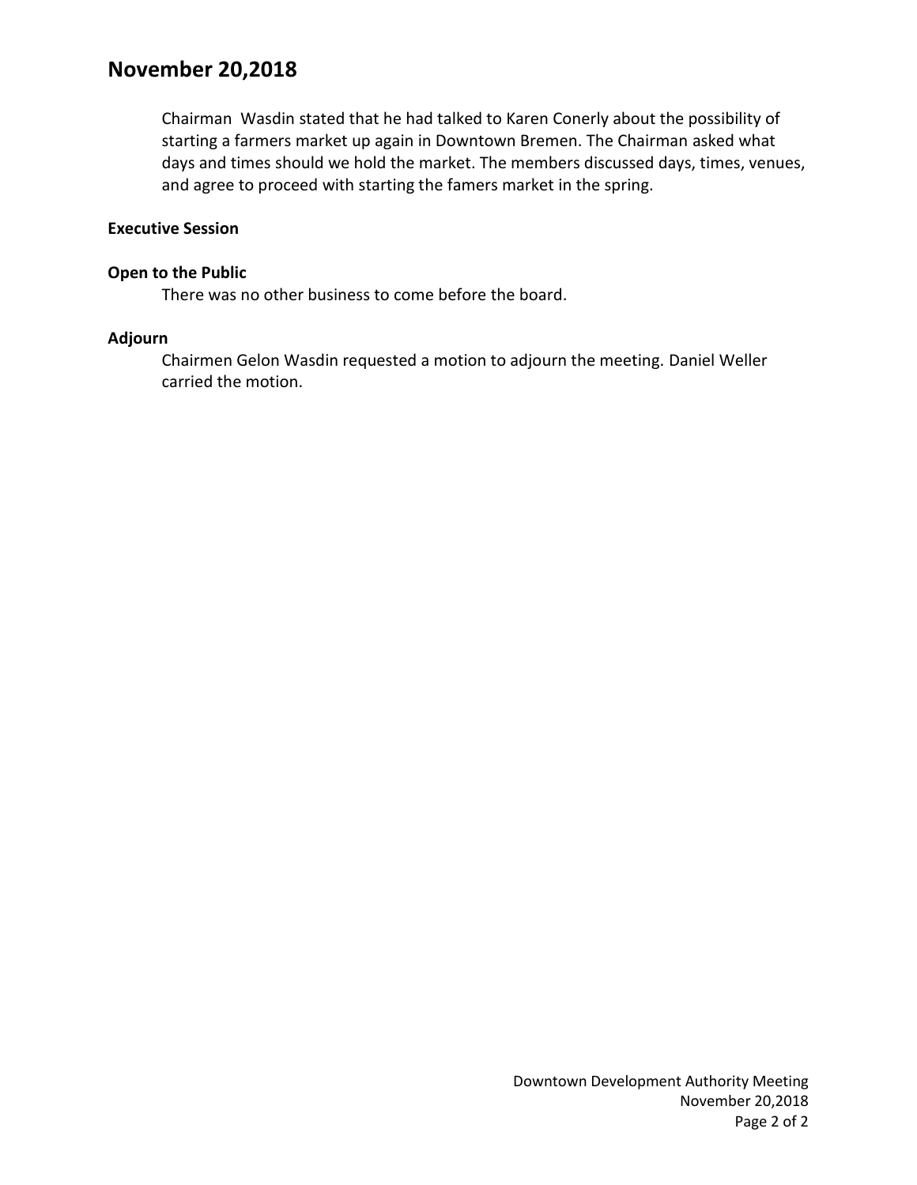# November 20,2018

Chairman  Wasdin stated that he had talked to Karen Conerly about the possibility of starting a farmers market up again in Downtown Bremen. The Chairman asked what days and times should we hold the market. The members discussed days, times, venues, and agree to proceed with starting the famers market in the spring.

**Executive Session**

**Open to the Public**

There was no other business to come before the board.

**Adjourn**

Chairmen Gelon Wasdin requested a motion to adjourn the meeting. Daniel Weller carried the motion.